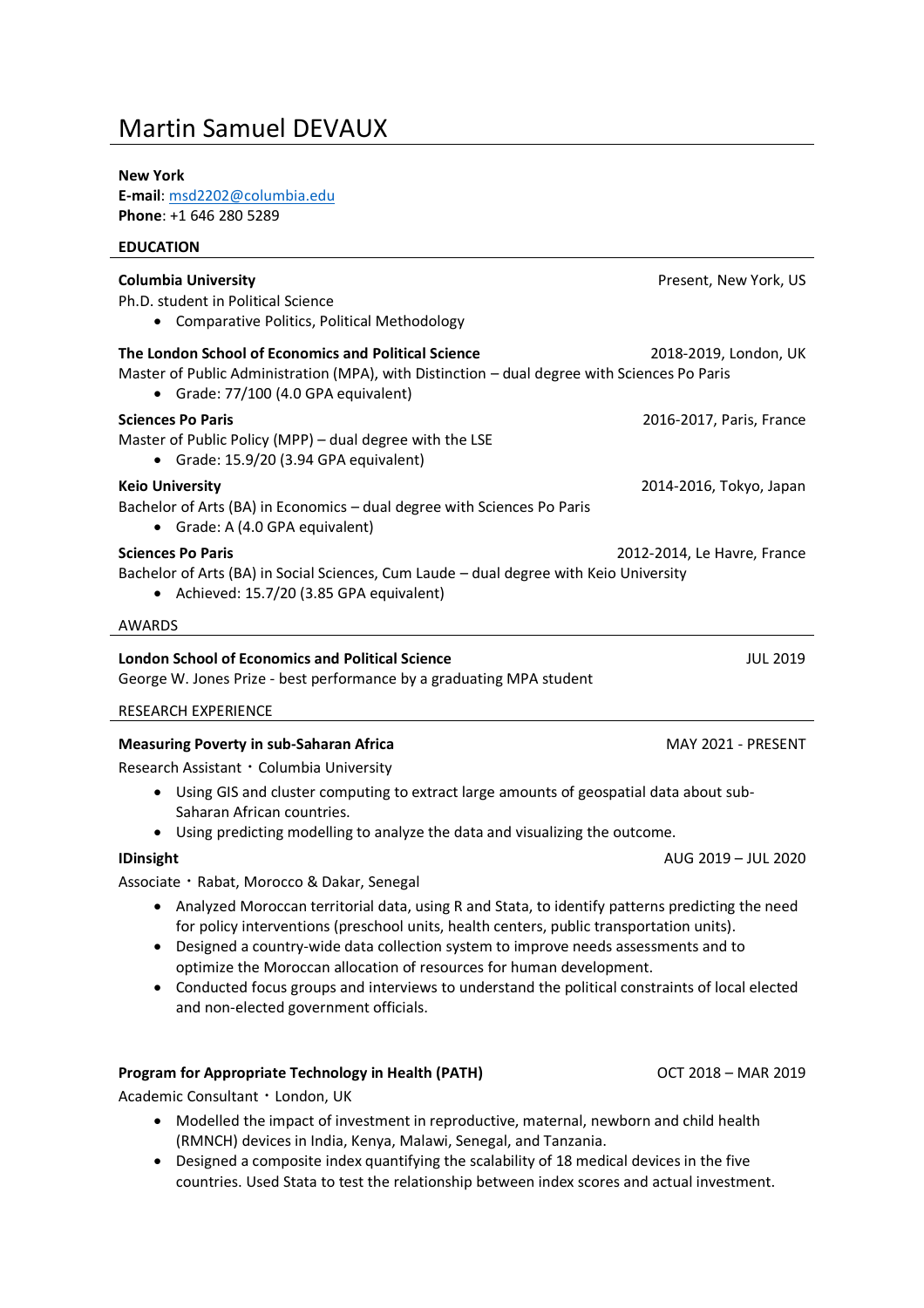# Martin Samuel DEVAUX

**New York**
**E-mail**: msd2202@columbia.edu
**Phone**: +1 646 280 5289

## EDUCATION

**Columbia University** — Present, New York, US
Ph.D. student in Political Science
- Comparative Politics, Political Methodology

**The London School of Economics and Political Science** — 2018-2019, London, UK
Master of Public Administration (MPA), with Distinction – dual degree with Sciences Po Paris
- Grade: 77/100 (4.0 GPA equivalent)

**Sciences Po Paris** — 2016-2017, Paris, France
Master of Public Policy (MPP) – dual degree with the LSE
- Grade: 15.9/20 (3.94 GPA equivalent)

**Keio University** — 2014-2016, Tokyo, Japan
Bachelor of Arts (BA) in Economics – dual degree with Sciences Po Paris
- Grade: A (4.0 GPA equivalent)

**Sciences Po Paris** — 2012-2014, Le Havre, France
Bachelor of Arts (BA) in Social Sciences, Cum Laude – dual degree with Keio University
- Achieved: 15.7/20 (3.85 GPA equivalent)

## AWARDS

**London School of Economics and Political Science** — JUL 2019
George W. Jones Prize - best performance by a graduating MPA student

## RESEARCH EXPERIENCE

**Measuring Poverty in sub-Saharan Africa** — MAY 2021 - PRESENT
Research Assistant・Columbia University
- Using GIS and cluster computing to extract large amounts of geospatial data about sub-Saharan African countries.
- Using predicting modelling to analyze the data and visualizing the outcome.

**IDinsight** — AUG 2019 – JUL 2020
Associate・Rabat, Morocco & Dakar, Senegal
- Analyzed Moroccan territorial data, using R and Stata, to identify patterns predicting the need for policy interventions (preschool units, health centers, public transportation units).
- Designed a country-wide data collection system to improve needs assessments and to optimize the Moroccan allocation of resources for human development.
- Conducted focus groups and interviews to understand the political constraints of local elected and non-elected government officials.

**Program for Appropriate Technology in Health (PATH)** — OCT 2018 – MAR 2019
Academic Consultant・London, UK
- Modelled the impact of investment in reproductive, maternal, newborn and child health (RMNCH) devices in India, Kenya, Malawi, Senegal, and Tanzania.
- Designed a composite index quantifying the scalability of 18 medical devices in the five countries. Used Stata to test the relationship between index scores and actual investment.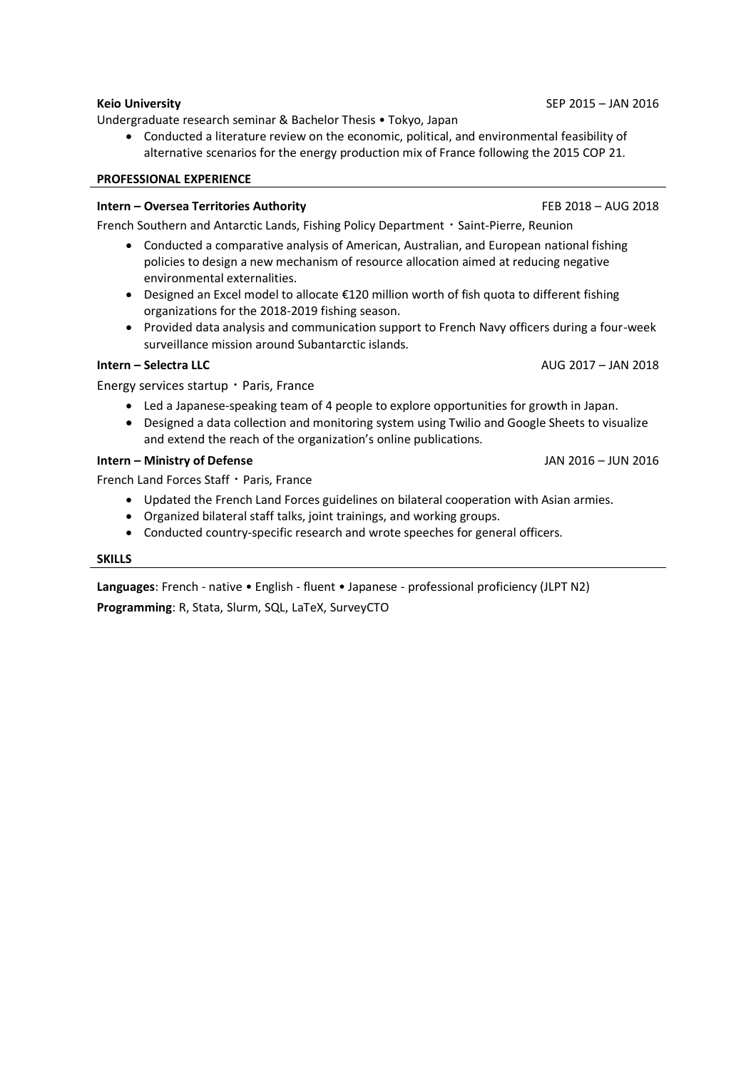**Keio University** SEP 2015 – JAN 2016

Undergraduate research seminar & Bachelor Thesis • Tokyo, Japan

- Conducted a literature review on the economic, political, and environmental feasibility of alternative scenarios for the energy production mix of France following the 2015 COP 21.

## PROFESSIONAL EXPERIENCE

**Intern – Oversea Territories Authority** FEB 2018 – AUG 2018

French Southern and Antarctic Lands, Fishing Policy Department・Saint-Pierre, Reunion

- Conducted a comparative analysis of American, Australian, and European national fishing policies to design a new mechanism of resource allocation aimed at reducing negative environmental externalities.
- Designed an Excel model to allocate €120 million worth of fish quota to different fishing organizations for the 2018-2019 fishing season.
- Provided data analysis and communication support to French Navy officers during a four-week surveillance mission around Subantarctic islands.

**Intern – Selectra LLC** AUG 2017 – JAN 2018

Energy services startup・Paris, France

- Led a Japanese-speaking team of 4 people to explore opportunities for growth in Japan.
- Designed a data collection and monitoring system using Twilio and Google Sheets to visualize and extend the reach of the organization's online publications.

**Intern – Ministry of Defense** JAN 2016 – JUN 2016

French Land Forces Staff・Paris, France

- Updated the French Land Forces guidelines on bilateral cooperation with Asian armies.
- Organized bilateral staff talks, joint trainings, and working groups.
- Conducted country-specific research and wrote speeches for general officers.

## SKILLS

**Languages**: French - native • English - fluent • Japanese - professional proficiency (JLPT N2)

**Programming**: R, Stata, Slurm, SQL, LaTeX, SurveyCTO